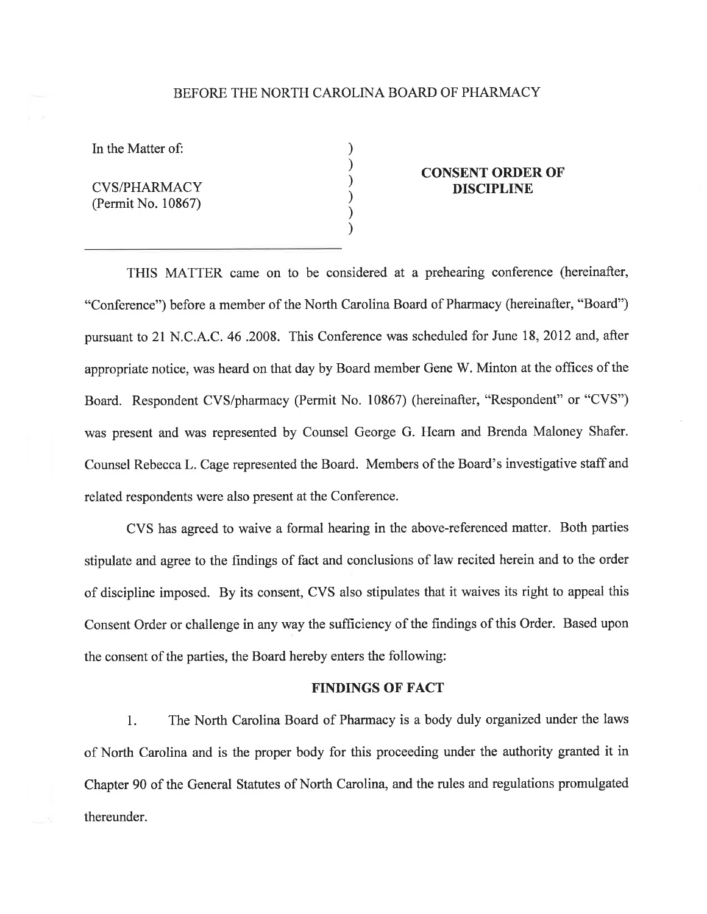BEFORE THE NORTH CAROLINA BOARD OF PHARMACY

In the Matter of:

CVS/PHARMACY
(Permit No. 10867)

**CONSENT ORDER OF DISCIPLINE**

THIS MATTER came on to be considered at a prehearing conference (hereinafter, "Conference") before a member of the North Carolina Board of Pharmacy (hereinafter, "Board") pursuant to 21 N.C.A.C. 46 .2008. This Conference was scheduled for June 18, 2012 and, after appropriate notice, was heard on that day by Board member Gene W. Minton at the offices of the Board. Respondent CVS/pharmacy (Permit No. 10867) (hereinafter, "Respondent" or "CVS") was present and was represented by Counsel George G. Hearn and Brenda Maloney Shafer. Counsel Rebecca L. Cage represented the Board. Members of the Board's investigative staff and related respondents were also present at the Conference.

CVS has agreed to waive a formal hearing in the above-referenced matter. Both parties stipulate and agree to the findings of fact and conclusions of law recited herein and to the order of discipline imposed. By its consent, CVS also stipulates that it waives its right to appeal this Consent Order or challenge in any way the sufficiency of the findings of this Order. Based upon the consent of the parties, the Board hereby enters the following:

## FINDINGS OF FACT

1. The North Carolina Board of Pharmacy is a body duly organized under the laws of North Carolina and is the proper body for this proceeding under the authority granted it in Chapter 90 of the General Statutes of North Carolina, and the rules and regulations promulgated thereunder.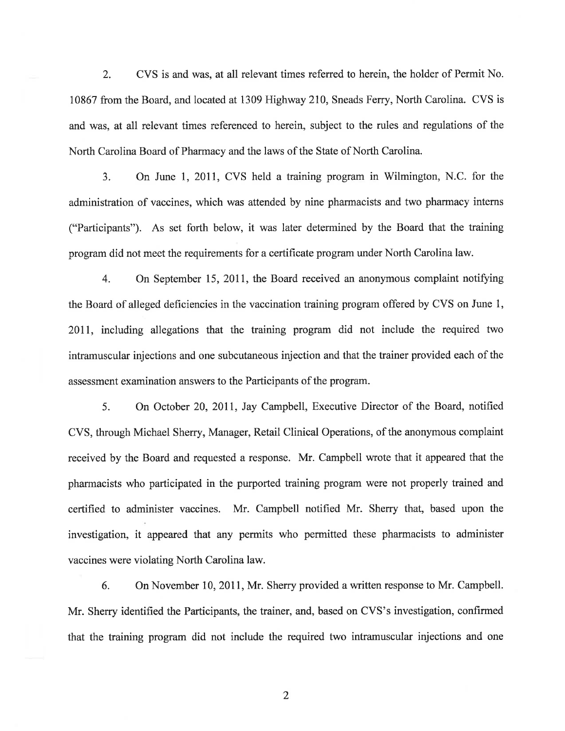2. CVS is and was, at all relevant times referred to herein, the holder of Permit No. 10867 from the Board, and located at 1309 Highway 210, Sneads Ferry, North Carolina. CVS is and was, at all relevant times referenced to herein, subject to the rules and regulations of the North Carolina Board of Pharmacy and the laws of the State of North Carolina.

3. On June 1, 2011, CVS held a training program in Wilmington, N.C. for the administration of vaccines, which was attended by nine pharmacists and two pharmacy interns ("Participants"). As set forth below, it was later determined by the Board that the training program did not meet the requirements for a certificate program under North Carolina law.

4. On September 15, 2011, the Board received an anonymous complaint notifying the Board of alleged deficiencies in the vaccination training program offered by CVS on June 1, 2011, including allegations that the training program did not include the required two intramuscular injections and one subcutaneous injection and that the trainer provided each of the assessment examination answers to the Participants of the program.

5. On October 20, 2011, Jay Campbell, Executive Director of the Board, notified CVS, through Michael Sherry, Manager, Retail Clinical Operations, of the anonymous complaint received by the Board and requested a response. Mr. Campbell wrote that it appeared that the pharmacists who participated in the purported training program were not properly trained and certified to administer vaccines. Mr. Campbell notified Mr. Sherry that, based upon the investigation, it appeared that any permits who permitted these pharmacists to administer vaccines were violating North Carolina law.

6. On November 10, 2011, Mr. Sherry provided a written response to Mr. Campbell. Mr. Sherry identified the Participants, the trainer, and, based on CVS's investigation, confirmed that the training program did not include the required two intramuscular injections and one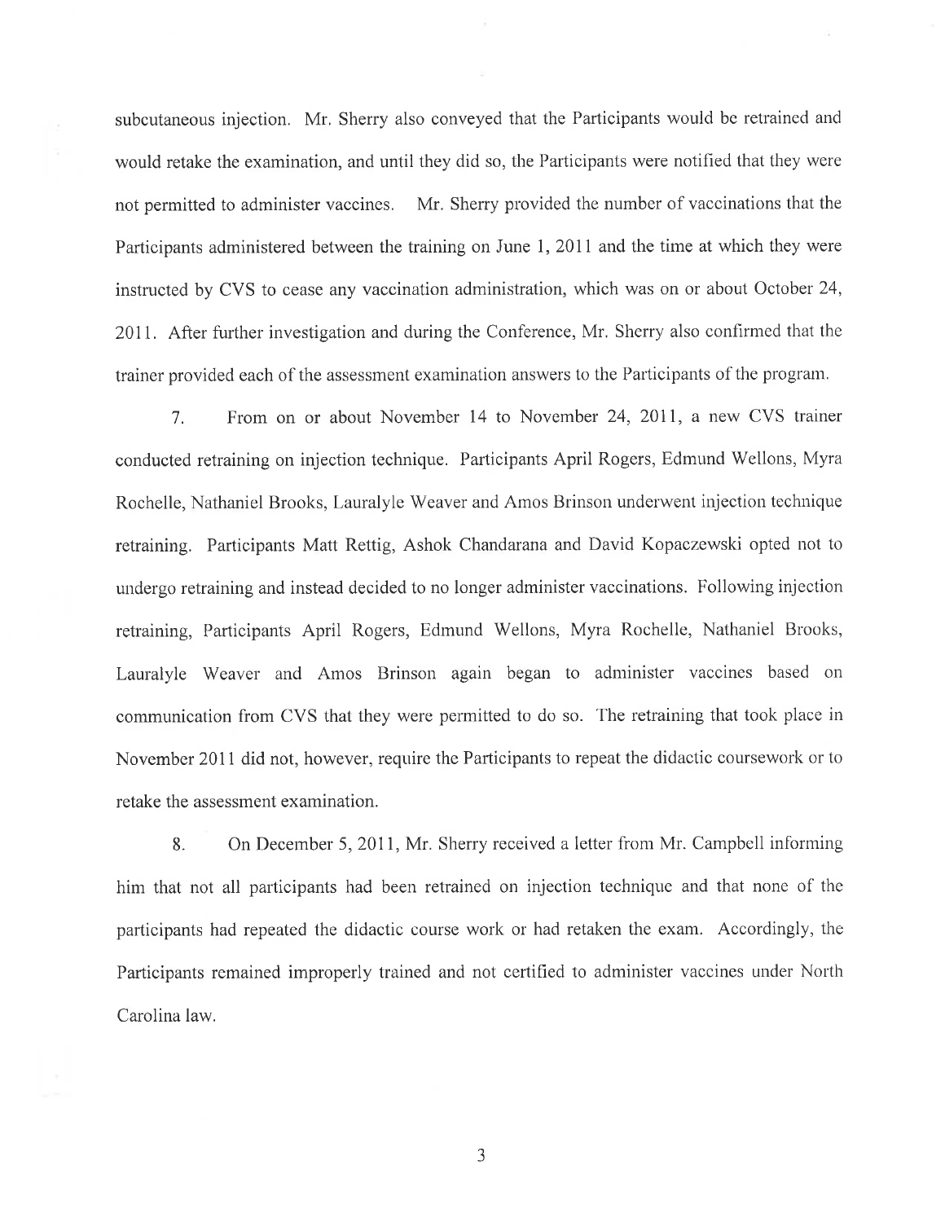subcutaneous injection. Mr. Sherry also conveyed that the Participants would be retrained and would retake the examination, and until they did so, the Participants were notified that they were not permitted to administer vaccines. Mr. Sherry provided the number of vaccinations that the Participants administered between the training on June 1, 2011 and the time at which they were instructed by CVS to cease any vaccination administration, which was on or about October 24, 2011. After further investigation and during the Conference, Mr. Sherry also confirmed that the trainer provided each of the assessment examination answers to the Participants of the program.

7. From on or about November 14 to November 24, 2011, a new CVS trainer conducted retraining on injection technique. Participants April Rogers, Edmund Wellons, Myra Rochelle, Nathaniel Brooks, Lauralyle Weaver and Amos Brinson underwent injection technique retraining. Participants Matt Rettig, Ashok Chandarana and David Kopaczewski opted not to undergo retraining and instead decided to no longer administer vaccinations. Following injection retraining, Participants April Rogers, Edmund Wellons, Myra Rochelle, Nathaniel Brooks, Lauralyle Weaver and Amos Brinson again began to administer vaccines based on communication from CVS that they were permitted to do so. The retraining that took place in November 2011 did not, however, require the Participants to repeat the didactic coursework or to retake the assessment examination.

8. On December 5, 2011, Mr. Sherry received a letter from Mr. Campbell informing him that not all participants had been retrained on injection technique and that none of the participants had repeated the didactic course work or had retaken the exam. Accordingly, the Participants remained improperly trained and not certified to administer vaccines under North Carolina law.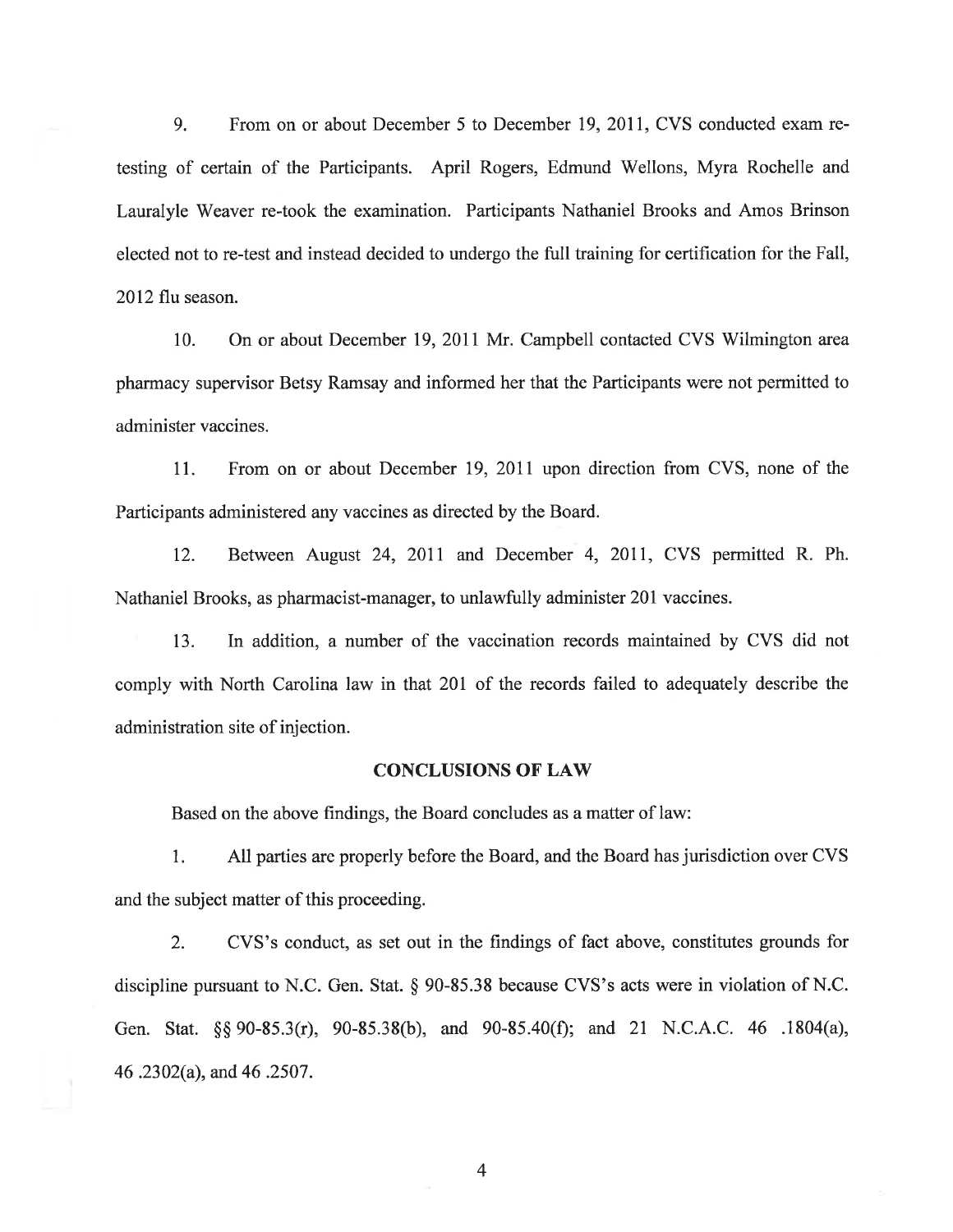9. From on or about December 5 to December 19, 2011, CVS conducted exam re-testing of certain of the Participants. April Rogers, Edmund Wellons, Myra Rochelle and Lauralyle Weaver re-took the examination. Participants Nathaniel Brooks and Amos Brinson elected not to re-test and instead decided to undergo the full training for certification for the Fall, 2012 flu season.

10. On or about December 19, 2011 Mr. Campbell contacted CVS Wilmington area pharmacy supervisor Betsy Ramsay and informed her that the Participants were not permitted to administer vaccines.

11. From on or about December 19, 2011 upon direction from CVS, none of the Participants administered any vaccines as directed by the Board.

12. Between August 24, 2011 and December 4, 2011, CVS permitted R. Ph. Nathaniel Brooks, as pharmacist-manager, to unlawfully administer 201 vaccines.

13. In addition, a number of the vaccination records maintained by CVS did not comply with North Carolina law in that 201 of the records failed to adequately describe the administration site of injection.

## CONCLUSIONS OF LAW

Based on the above findings, the Board concludes as a matter of law:

1. All parties are properly before the Board, and the Board has jurisdiction over CVS and the subject matter of this proceeding.

2. CVS's conduct, as set out in the findings of fact above, constitutes grounds for discipline pursuant to N.C. Gen. Stat. § 90-85.38 because CVS's acts were in violation of N.C. Gen. Stat. §§ 90-85.3(r), 90-85.38(b), and 90-85.40(f); and 21 N.C.A.C. 46 .1804(a), 46 .2302(a), and 46 .2507.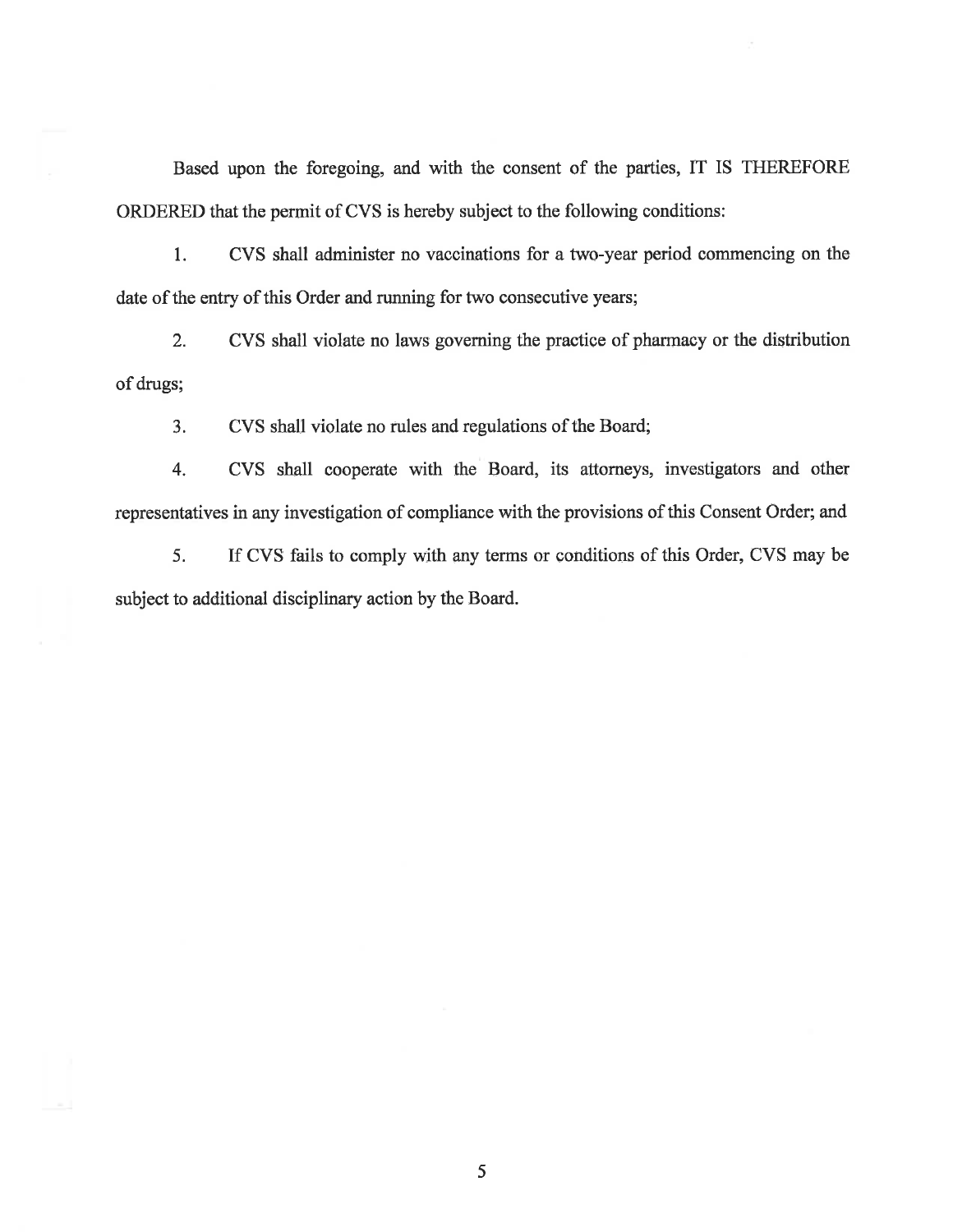Based upon the foregoing, and with the consent of the parties, IT IS THEREFORE ORDERED that the permit of CVS is hereby subject to the following conditions:

1. CVS shall administer no vaccinations for a two-year period commencing on the date of the entry of this Order and running for two consecutive years;

2. CVS shall violate no laws governing the practice of pharmacy or the distribution of drugs;

3. CVS shall violate no rules and regulations of the Board;

4. CVS shall cooperate with the Board, its attorneys, investigators and other representatives in any investigation of compliance with the provisions of this Consent Order; and

5. If CVS fails to comply with any terms or conditions of this Order, CVS may be subject to additional disciplinary action by the Board.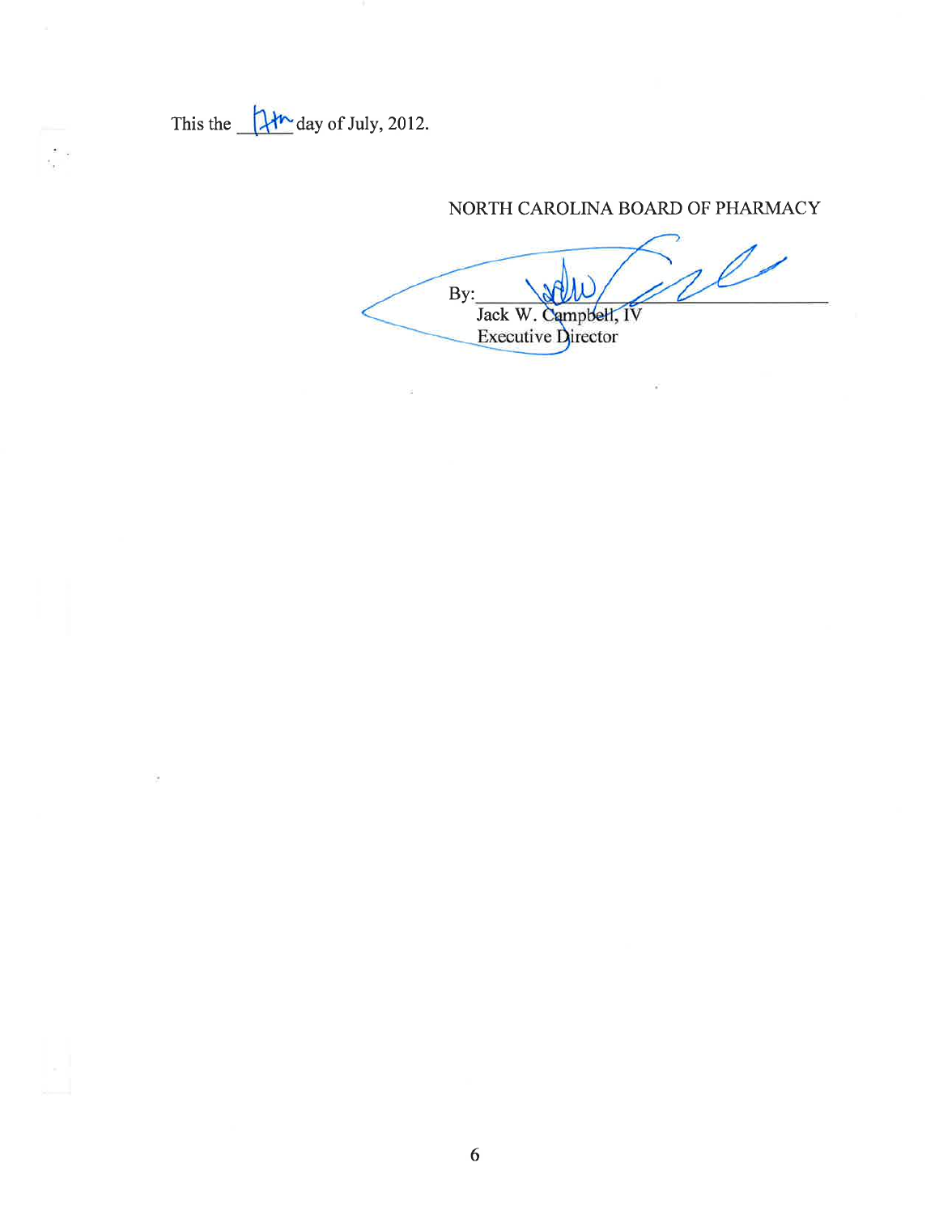This the 17th day of July, 2012.

NORTH CAROLINA BOARD OF PHARMACY

By: ______________________________
Jack W. Campbell, IV
Executive Director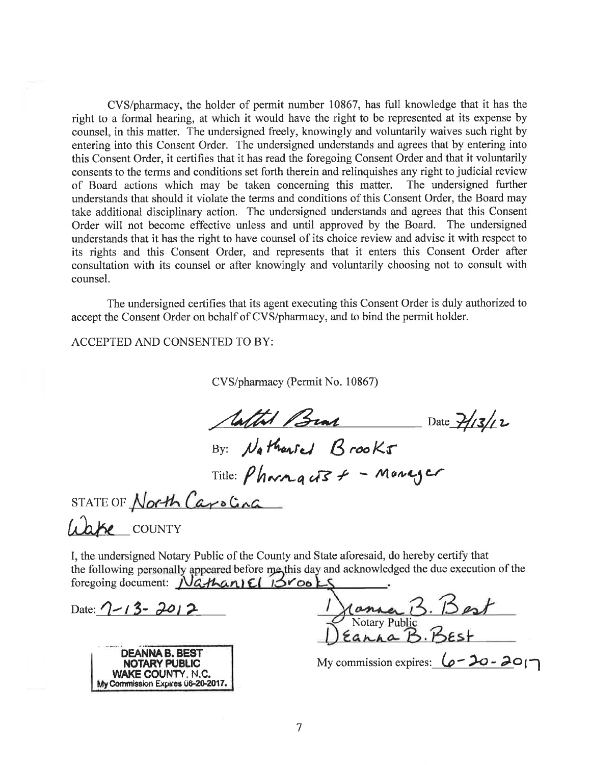CVS/pharmacy, the holder of permit number 10867, has full knowledge that it has the right to a formal hearing, at which it would have the right to be represented at its expense by counsel, in this matter. The undersigned freely, knowingly and voluntarily waives such right by entering into this Consent Order. The undersigned understands and agrees that by entering into this Consent Order, it certifies that it has read the foregoing Consent Order and that it voluntarily consents to the terms and conditions set forth therein and relinquishes any right to judicial review of Board actions which may be taken concerning this matter. The undersigned further understands that should it violate the terms and conditions of this Consent Order, the Board may take additional disciplinary action. The undersigned understands and agrees that this Consent Order will not become effective unless and until approved by the Board. The undersigned understands that it has the right to have counsel of its choice review and advise it with respect to its rights and this Consent Order, and represents that it enters this Consent Order after consultation with its counsel or after knowingly and voluntarily choosing not to consult with counsel.

The undersigned certifies that its agent executing this Consent Order is duly authorized to accept the Consent Order on behalf of CVS/pharmacy, and to bind the permit holder.

ACCEPTED AND CONSENTED TO BY:

CVS/pharmacy (Permit No. 10867)

[signature] Date 7/13/12

By: Nathaniel Brooks

Title: Pharmacist - Manager

STATE OF North Carolina

Wake COUNTY

I, the undersigned Notary Public of the County and State aforesaid, do hereby certify that the following personally appeared before me this day and acknowledged the due execution of the foregoing document: Nathaniel Brooks.

Date: 7-13-2012

[signature]
Notary Public
Deanna B. Best

My commission expires: 6-20-2017

DEANNA B. BEST
NOTARY PUBLIC
WAKE COUNTY, N.C.
My Commission Expires 06-20-2017.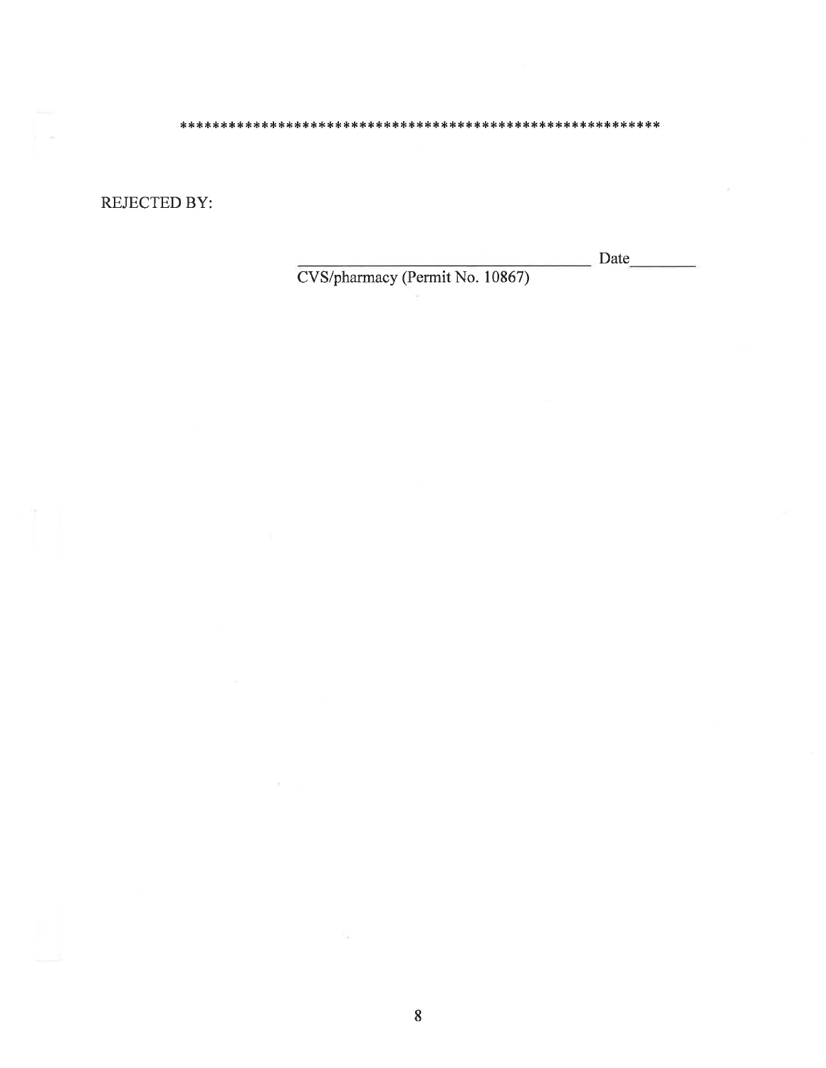************************************************************

REJECTED BY:

\_\_\_\_\_\_\_\_\_\_\_\_\_\_\_\_\_\_\_\_\_\_\_\_\_\_\_\_\_\_\_\_\_\_\_\_ Date\_\_\_\_\_\_\_\_

CVS/pharmacy (Permit No. 10867)